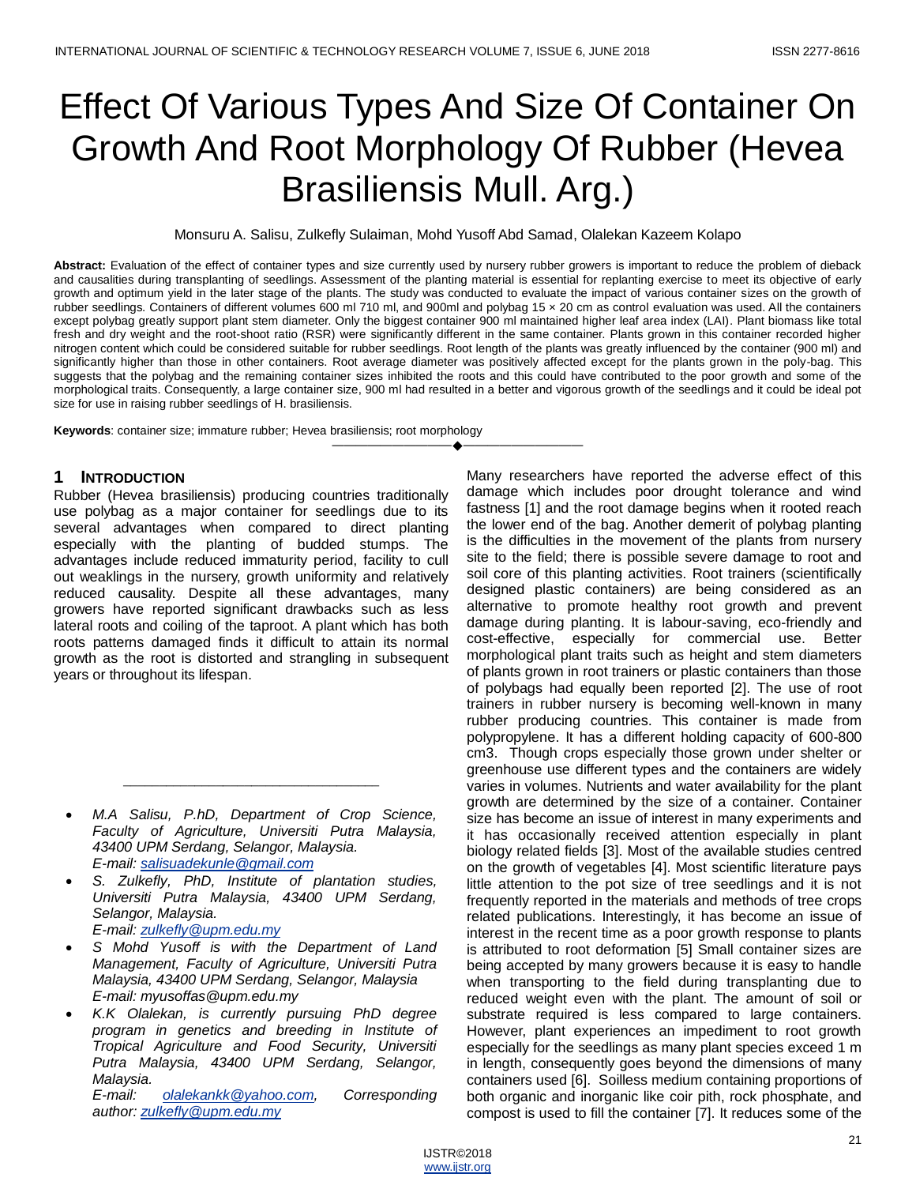# Effect Of Various Types And Size Of Container On Growth And Root Morphology Of Rubber (Hevea Brasiliensis Mull. Arg.)

Monsuru A. Salisu, Zulkefly Sulaiman, Mohd Yusoff Abd Samad, Olalekan Kazeem Kolapo

**Abstract:** Evaluation of the effect of container types and size currently used by nursery rubber growers is important to reduce the problem of dieback and causalities during transplanting of seedlings. Assessment of the planting material is essential for replanting exercise to meet its objective of early growth and optimum yield in the later stage of the plants. The study was conducted to evaluate the impact of various container sizes on the growth of rubber seedlings. Containers of different volumes 600 ml 710 ml, and 900ml and polybag 15 × 20 cm as control evaluation was used. All the containers except polybag greatly support plant stem diameter. Only the biggest container 900 ml maintained higher leaf area index (LAI). Plant biomass like total fresh and dry weight and the root-shoot ratio (RSR) were significantly different in the same container. Plants grown in this container recorded higher nitrogen content which could be considered suitable for rubber seedlings. Root length of the plants was greatly influenced by the container (900 ml) and significantly higher than those in other containers. Root average diameter was positively affected except for the plants grown in the poly-bag. This suggests that the polybag and the remaining container sizes inhibited the roots and this could have contributed to the poor growth and some of the morphological traits. Consequently, a large container size, 900 ml had resulted in a better and vigorous growth of the seedlings and it could be ideal pot size for use in raising rubber seedlings of H. brasiliensis.

**Keywords**: container size; immature rubber; Hevea brasiliensis; root morphology

## 1 Introduction

Rubber (Hevea brasiliensis) producing countries traditionally use polybag as a major container for seedlings due to its several advantages when compared to direct planting especially with the planting of budded stumps. The advantages include reduced immaturity period, facility to cull out weaklings in the nursery, growth uniformity and relatively reduced causality. Despite all these advantages, many growers have reported significant drawbacks such as less lateral roots and coiling of the taproot. A plant which has both roots patterns damaged finds it difficult to attain its normal growth as the root is distorted and strangling in subsequent years or throughout its lifespan.

- *M.A Salisu, P.hD, Department of Crop Science, Faculty of Agriculture, Universiti Putra Malaysia, 43400 UPM Serdang, Selangor, Malaysia.*
  *E-mail: salisuadekunle@gmail.com*
- *S. Zulkefly, PhD, Institute of plantation studies, Universiti Putra Malaysia, 43400 UPM Serdang, Selangor, Malaysia.*
  *E-mail: zulkefly@upm.edu.my*
- *S Mohd Yusoff is with the Department of Land Management, Faculty of Agriculture, Universiti Putra Malaysia, 43400 UPM Serdang, Selangor, Malaysia*
  *E-mail: myusoffas@upm.edu.my*
- *K.K Olalekan, is currently pursuing PhD degree program in genetics and breeding in Institute of Tropical Agriculture and Food Security, Universiti Putra Malaysia, 43400 UPM Serdang, Selangor, Malaysia.*
  *E-mail: olalekankk@yahoo.com, Corresponding author: zulkefly@upm.edu.my*

Many researchers have reported the adverse effect of this damage which includes poor drought tolerance and wind fastness [1] and the root damage begins when it rooted reach the lower end of the bag. Another demerit of polybag planting is the difficulties in the movement of the plants from nursery site to the field; there is possible severe damage to root and soil core of this planting activities. Root trainers (scientifically designed plastic containers) are being considered as an alternative to promote healthy root growth and prevent damage during planting. It is labour-saving, eco-friendly and cost-effective, especially for commercial use. Better morphological plant traits such as height and stem diameters of plants grown in root trainers or plastic containers than those of polybags had equally been reported [2]. The use of root trainers in rubber nursery is becoming well-known in many rubber producing countries. This container is made from polypropylene. It has a different holding capacity of 600-800 cm3. Though crops especially those grown under shelter or greenhouse use different types and the containers are widely varies in volumes. Nutrients and water availability for the plant growth are determined by the size of a container. Container size has become an issue of interest in many experiments and it has occasionally received attention especially in plant biology related fields [3]. Most of the available studies centred on the growth of vegetables [4]. Most scientific literature pays little attention to the pot size of tree seedlings and it is not frequently reported in the materials and methods of tree crops related publications. Interestingly, it has become an issue of interest in the recent time as a poor growth response to plants is attributed to root deformation [5] Small container sizes are being accepted by many growers because it is easy to handle when transporting to the field during transplanting due to reduced weight even with the plant. The amount of soil or substrate required is less compared to large containers. However, plant experiences an impediment to root growth especially for the seedlings as many plant species exceed 1 m in length, consequently goes beyond the dimensions of many containers used [6]. Soilless medium containing proportions of both organic and inorganic like coir pith, rock phosphate, and compost is used to fill the container [7]. It reduces some of the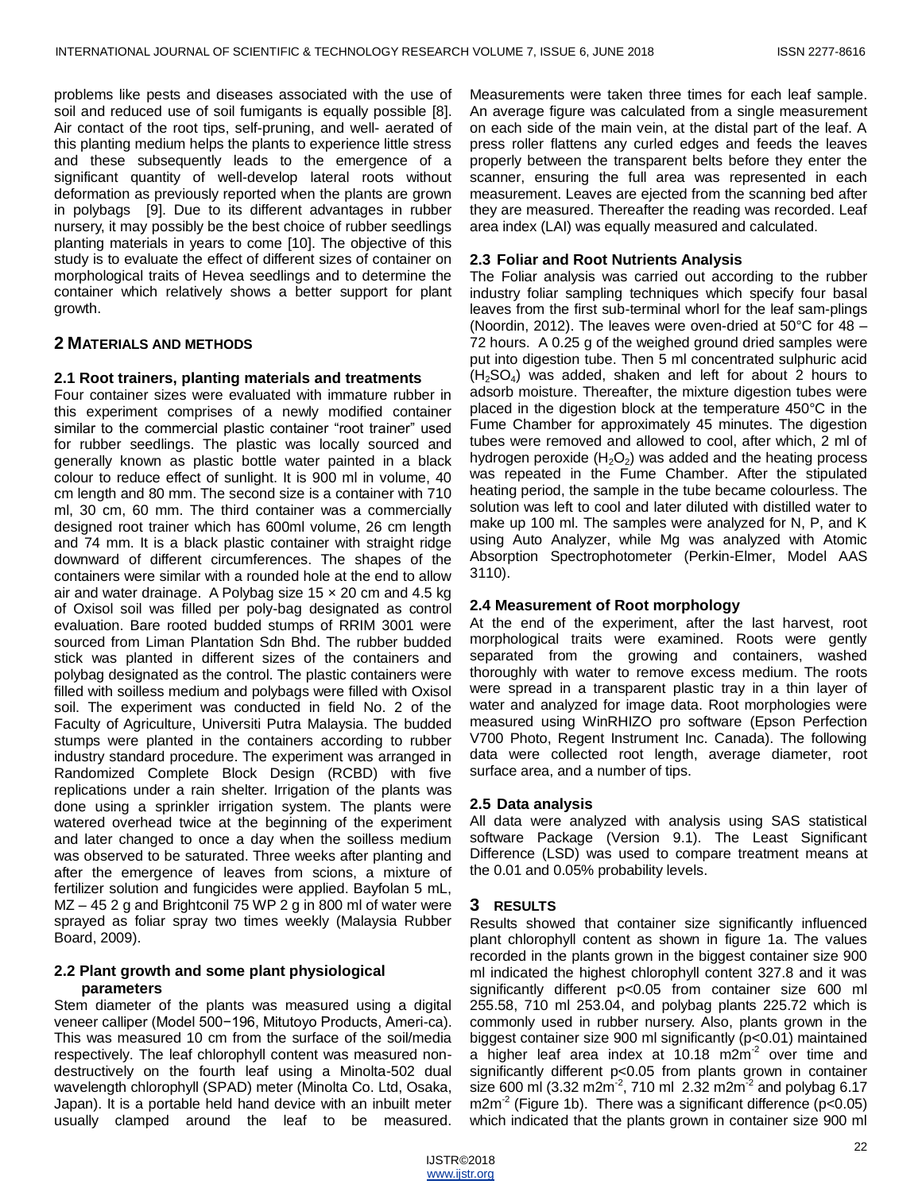problems like pests and diseases associated with the use of soil and reduced use of soil fumigants is equally possible [8]. Air contact of the root tips, self-pruning, and well- aerated of this planting medium helps the plants to experience little stress and these subsequently leads to the emergence of a significant quantity of well-develop lateral roots without deformation as previously reported when the plants are grown in polybags [9]. Due to its different advantages in rubber nursery, it may possibly be the best choice of rubber seedlings planting materials in years to come [10]. The objective of this study is to evaluate the effect of different sizes of container on morphological traits of Hevea seedlings and to determine the container which relatively shows a better support for plant growth.

## 2 MATERIALS AND METHODS

### 2.1 Root trainers, planting materials and treatments

Four container sizes were evaluated with immature rubber in this experiment comprises of a newly modified container similar to the commercial plastic container "root trainer" used for rubber seedlings. The plastic was locally sourced and generally known as plastic bottle water painted in a black colour to reduce effect of sunlight. It is 900 ml in volume, 40 cm length and 80 mm. The second size is a container with 710 ml, 30 cm, 60 mm. The third container was a commercially designed root trainer which has 600ml volume, 26 cm length and 74 mm. It is a black plastic container with straight ridge downward of different circumferences. The shapes of the containers were similar with a rounded hole at the end to allow air and water drainage. A Polybag size 15 × 20 cm and 4.5 kg of Oxisol soil was filled per poly-bag designated as control evaluation. Bare rooted budded stumps of RRIM 3001 were sourced from Liman Plantation Sdn Bhd. The rubber budded stick was planted in different sizes of the containers and polybag designated as the control. The plastic containers were filled with soilless medium and polybags were filled with Oxisol soil. The experiment was conducted in field No. 2 of the Faculty of Agriculture, Universiti Putra Malaysia. The budded stumps were planted in the containers according to rubber industry standard procedure. The experiment was arranged in Randomized Complete Block Design (RCBD) with five replications under a rain shelter. Irrigation of the plants was done using a sprinkler irrigation system. The plants were watered overhead twice at the beginning of the experiment and later changed to once a day when the soilless medium was observed to be saturated. Three weeks after planting and after the emergence of leaves from scions, a mixture of fertilizer solution and fungicides were applied. Bayfolan 5 mL, MZ – 45 2 g and Brightconil 75 WP 2 g in 800 ml of water were sprayed as foliar spray two times weekly (Malaysia Rubber Board, 2009).

### 2.2 Plant growth and some plant physiological parameters

Stem diameter of the plants was measured using a digital veneer calliper (Model 500−196, Mitutoyo Products, Ameri-ca). This was measured 10 cm from the surface of the soil/media respectively. The leaf chlorophyll content was measured non-destructively on the fourth leaf using a Minolta-502 dual wavelength chlorophyll (SPAD) meter (Minolta Co. Ltd, Osaka, Japan). It is a portable held hand device with an inbuilt meter usually clamped around the leaf to be measured. Measurements were taken three times for each leaf sample. An average figure was calculated from a single measurement on each side of the main vein, at the distal part of the leaf. A press roller flattens any curled edges and feeds the leaves properly between the transparent belts before they enter the scanner, ensuring the full area was represented in each measurement. Leaves are ejected from the scanning bed after they are measured. Thereafter the reading was recorded. Leaf area index (LAI) was equally measured and calculated.

### 2.3 Foliar and Root Nutrients Analysis

The Foliar analysis was carried out according to the rubber industry foliar sampling techniques which specify four basal leaves from the first sub-terminal whorl for the leaf sam-plings (Noordin, 2012). The leaves were oven-dried at 50°C for 48 – 72 hours. A 0.25 g of the weighed ground dried samples were put into digestion tube. Then 5 ml concentrated sulphuric acid ($H_2SO_4$) was added, shaken and left for about 2 hours to adsorb moisture. Thereafter, the mixture digestion tubes were placed in the digestion block at the temperature 450°C in the Fume Chamber for approximately 45 minutes. The digestion tubes were removed and allowed to cool, after which, 2 ml of hydrogen peroxide ($H_2O_2$) was added and the heating process was repeated in the Fume Chamber. After the stipulated heating period, the sample in the tube became colourless. The solution was left to cool and later diluted with distilled water to make up 100 ml. The samples were analyzed for N, P, and K using Auto Analyzer, while Mg was analyzed with Atomic Absorption Spectrophotometer (Perkin-Elmer, Model AAS 3110).

### 2.4 Measurement of Root morphology

At the end of the experiment, after the last harvest, root morphological traits were examined. Roots were gently separated from the growing and containers, washed thoroughly with water to remove excess medium. The roots were spread in a transparent plastic tray in a thin layer of water and analyzed for image data. Root morphologies were measured using WinRHIZO pro software (Epson Perfection V700 Photo, Regent Instrument Inc. Canada). The following data were collected root length, average diameter, root surface area, and a number of tips.

### 2.5 Data analysis

All data were analyzed with analysis using SAS statistical software Package (Version 9.1). The Least Significant Difference (LSD) was used to compare treatment means at the 0.01 and 0.05% probability levels.

## 3 RESULTS

Results showed that container size significantly influenced plant chlorophyll content as shown in figure 1a. The values recorded in the plants grown in the biggest container size 900 ml indicated the highest chlorophyll content 327.8 and it was significantly different $p<0.05$ from container size 600 ml 255.58, 710 ml 253.04, and polybag plants 225.72 which is commonly used in rubber nursery. Also, plants grown in the biggest container size 900 ml significantly ($p<0.01$) maintained a higher leaf area index at 10.18 $m2m^{-2}$ over time and significantly different $p<0.05$ from plants grown in container size 600 ml (3.32 $m2m^{-2}$, 710 ml 2.32 $m2m^{-2}$ and polybag 6.17 $m2m^{-2}$ (Figure 1b). There was a significant difference ($p<0.05$) which indicated that the plants grown in container size 900 ml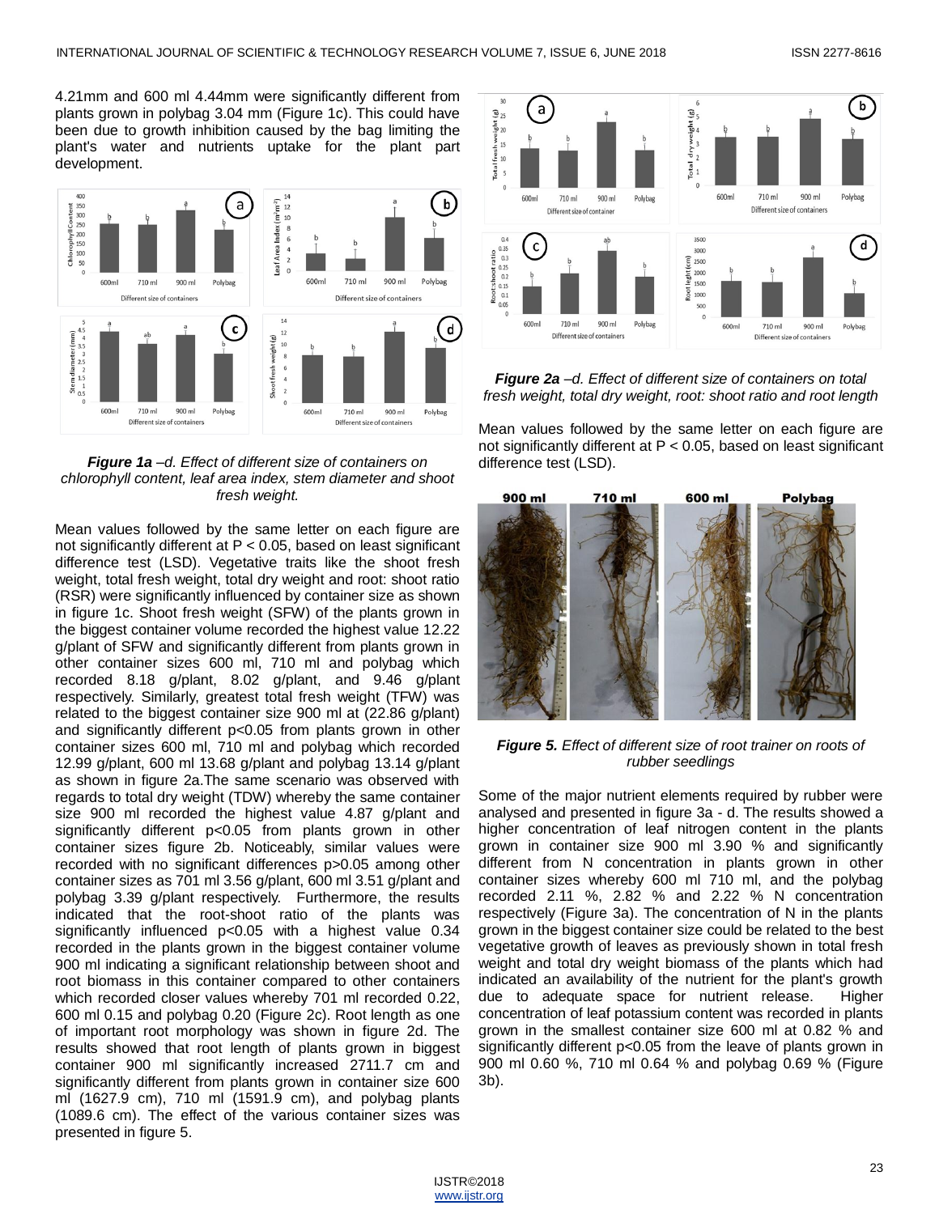4.21mm and 600 ml 4.44mm were significantly different from plants grown in polybag 3.04 mm (Figure 1c). This could have been due to growth inhibition caused by the bag limiting the plant's water and nutrients uptake for the plant part development.

***Figure 1a** –d. Effect of different size of containers on chlorophyll content, leaf area index, stem diameter and shoot fresh weight.*

Mean values followed by the same letter on each figure are not significantly different at $P < 0.05$, based on least significant difference test (LSD). Vegetative traits like the shoot fresh weight, total fresh weight, total dry weight and root: shoot ratio (RSR) were significantly influenced by container size as shown in figure 1c. Shoot fresh weight (SFW) of the plants grown in the biggest container volume recorded the highest value 12.22 g/plant of SFW and significantly different from plants grown in other container sizes 600 ml, 710 ml and polybag which recorded 8.18 g/plant, 8.02 g/plant, and 9.46 g/plant respectively. Similarly, greatest total fresh weight (TFW) was related to the biggest container size 900 ml at (22.86 g/plant) and significantly different $p<0.05$ from plants grown in other container sizes 600 ml, 710 ml and polybag which recorded 12.99 g/plant, 600 ml 13.68 g/plant and polybag 13.14 g/plant as shown in figure 2a.The same scenario was observed with regards to total dry weight (TDW) whereby the same container size 900 ml recorded the highest value 4.87 g/plant and significantly different $p<0.05$ from plants grown in other container sizes figure 2b. Noticeably, similar values were recorded with no significant differences $p>0.05$ among other container sizes as 701 ml 3.56 g/plant, 600 ml 3.51 g/plant and polybag 3.39 g/plant respectively. Furthermore, the results indicated that the root-shoot ratio of the plants was significantly influenced $p<0.05$ with a highest value 0.34 recorded in the plants grown in the biggest container volume 900 ml indicating a significant relationship between shoot and root biomass in this container compared to other containers which recorded closer values whereby 701 ml recorded 0.22, 600 ml 0.15 and polybag 0.20 (Figure 2c). Root length as one of important root morphology was shown in figure 2d. The results showed that root length of plants grown in biggest container 900 ml significantly increased 2711.7 cm and significantly different from plants grown in container size 600 ml (1627.9 cm), 710 ml (1591.9 cm), and polybag plants (1089.6 cm). The effect of the various container sizes was presented in figure 5.

***Figure 2a** –d. Effect of different size of containers on total fresh weight, total dry weight, root: shoot ratio and root length*

Mean values followed by the same letter on each figure are not significantly different at $P < 0.05$, based on least significant difference test (LSD).

***Figure 5.** Effect of different size of root trainer on roots of rubber seedlings*

Some of the major nutrient elements required by rubber were analysed and presented in figure 3a - d. The results showed a higher concentration of leaf nitrogen content in the plants grown in container size 900 ml 3.90 % and significantly different from N concentration in plants grown in other container sizes whereby 600 ml 710 ml, and the polybag recorded 2.11 %, 2.82 % and 2.22 % N concentration respectively (Figure 3a). The concentration of N in the plants grown in the biggest container size could be related to the best vegetative growth of leaves as previously shown in total fresh weight and total dry weight biomass of the plants which had indicated an availability of the nutrient for the plant's growth due to adequate space for nutrient release. Higher concentration of leaf potassium content was recorded in plants grown in the smallest container size 600 ml at 0.82 % and significantly different $p<0.05$ from the leave of plants grown in 900 ml 0.60 %, 710 ml 0.64 % and polybag 0.69 % (Figure 3b).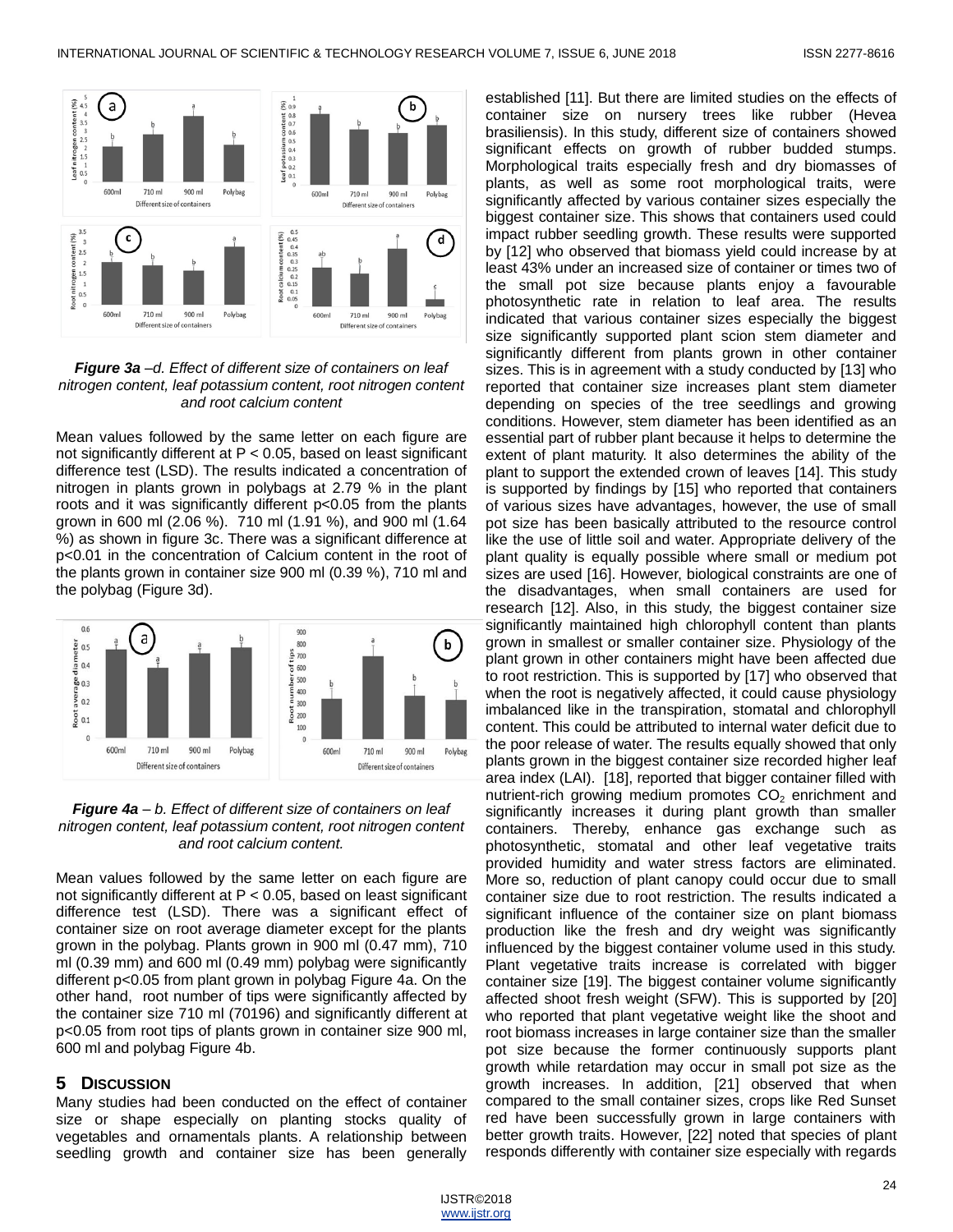*Figure 3a –d. Effect of different size of containers on leaf nitrogen content, leaf potassium content, root nitrogen content and root calcium content*

Mean values followed by the same letter on each figure are not significantly different at P < 0.05, based on least significant difference test (LSD). The results indicated a concentration of nitrogen in plants grown in polybags at 2.79 % in the plant roots and it was significantly different p<0.05 from the plants grown in 600 ml (2.06 %). 710 ml (1.91 %), and 900 ml (1.64 %) as shown in figure 3c. There was a significant difference at p<0.01 in the concentration of Calcium content in the root of the plants grown in container size 900 ml (0.39 %), 710 ml and the polybag (Figure 3d).

*Figure 4a – b. Effect of different size of containers on leaf nitrogen content, leaf potassium content, root nitrogen content and root calcium content.*

Mean values followed by the same letter on each figure are not significantly different at P < 0.05, based on least significant difference test (LSD). There was a significant effect of container size on root average diameter except for the plants grown in the polybag. Plants grown in 900 ml (0.47 mm), 710 ml (0.39 mm) and 600 ml (0.49 mm) polybag were significantly different p<0.05 from plant grown in polybag Figure 4a. On the other hand, root number of tips were significantly affected by the container size 710 ml (70196) and significantly different at p<0.05 from root tips of plants grown in container size 900 ml, 600 ml and polybag Figure 4b.

## 5 Discussion

Many studies had been conducted on the effect of container size or shape especially on planting stocks quality of vegetables and ornamentals plants. A relationship between seedling growth and container size has been generally established [11]. But there are limited studies on the effects of container size on nursery trees like rubber (Hevea brasiliensis). In this study, different size of containers showed significant effects on growth of rubber budded stumps. Morphological traits especially fresh and dry biomasses of plants, as well as some root morphological traits, were significantly affected by various container sizes especially the biggest container size. This shows that containers used could impact rubber seedling growth. These results were supported by [12] who observed that biomass yield could increase by at least 43% under an increased size of container or times two of the small pot size because plants enjoy a favourable photosynthetic rate in relation to leaf area. The results indicated that various container sizes especially the biggest size significantly supported plant scion stem diameter and significantly different from plants grown in other container sizes. This is in agreement with a study conducted by [13] who reported that container size increases plant stem diameter depending on species of the tree seedlings and growing conditions. However, stem diameter has been identified as an essential part of rubber plant because it helps to determine the extent of plant maturity. It also determines the ability of the plant to support the extended crown of leaves [14]. This study is supported by findings by [15] who reported that containers of various sizes have advantages, however, the use of small pot size has been basically attributed to the resource control like the use of little soil and water. Appropriate delivery of the plant quality is equally possible where small or medium pot sizes are used [16]. However, biological constraints are one of the disadvantages, when small containers are used for research [12]. Also, in this study, the biggest container size significantly maintained high chlorophyll content than plants grown in smallest or smaller container size. Physiology of the plant grown in other containers might have been affected due to root restriction. This is supported by [17] who observed that when the root is negatively affected, it could cause physiology imbalanced like in the transpiration, stomatal and chlorophyll content. This could be attributed to internal water deficit due to the poor release of water. The results equally showed that only plants grown in the biggest container size recorded higher leaf area index (LAI). [18], reported that bigger container filled with nutrient-rich growing medium promotes $CO_2$ enrichment and significantly increases it during plant growth than smaller containers. Thereby, enhance gas exchange such as photosynthetic, stomatal and other leaf vegetative traits provided humidity and water stress factors are eliminated. More so, reduction of plant canopy could occur due to small container size due to root restriction. The results indicated a significant influence of the container size on plant biomass production like the fresh and dry weight was significantly influenced by the biggest container volume used in this study. Plant vegetative traits increase is correlated with bigger container size [19]. The biggest container volume significantly affected shoot fresh weight (SFW). This is supported by [20] who reported that plant vegetative weight like the shoot and root biomass increases in large container size than the smaller pot size because the former continuously supports plant growth while retardation may occur in small pot size as the growth increases. In addition, [21] observed that when compared to the small container sizes, crops like Red Sunset red have been successfully grown in large containers with better growth traits. However, [22] noted that species of plant responds differently with container size especially with regards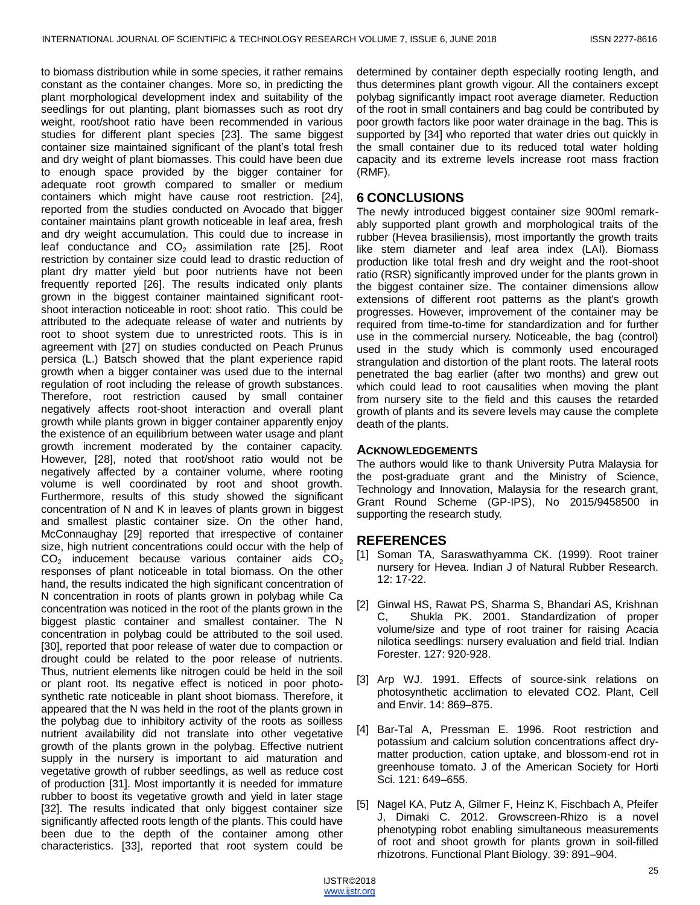to biomass distribution while in some species, it rather remains constant as the container changes. More so, in predicting the plant morphological development index and suitability of the seedlings for out planting, plant biomasses such as root dry weight, root/shoot ratio have been recommended in various studies for different plant species [23]. The same biggest container size maintained significant of the plant's total fresh and dry weight of plant biomasses. This could have been due to enough space provided by the bigger container for adequate root growth compared to smaller or medium containers which might have cause root restriction. [24], reported from the studies conducted on Avocado that bigger container maintains plant growth noticeable in leaf area, fresh and dry weight accumulation. This could due to increase in leaf conductance and $CO_2$ assimilation rate [25]. Root restriction by container size could lead to drastic reduction of plant dry matter yield but poor nutrients have not been frequently reported [26]. The results indicated only plants grown in the biggest container maintained significant root-shoot interaction noticeable in root: shoot ratio. This could be attributed to the adequate release of water and nutrients by root to shoot system due to unrestricted roots. This is in agreement with [27] on studies conducted on Peach Prunus persica (L.) Batsch showed that the plant experience rapid growth when a bigger container was used due to the internal regulation of root including the release of growth substances. Therefore, root restriction caused by small container negatively affects root-shoot interaction and overall plant growth while plants grown in bigger container apparently enjoy the existence of an equilibrium between water usage and plant growth increment moderated by the container capacity. However, [28], noted that root/shoot ratio would not be negatively affected by a container volume, where rooting volume is well coordinated by root and shoot growth. Furthermore, results of this study showed the significant concentration of N and K in leaves of plants grown in biggest and smallest plastic container size. On the other hand, McConnaughay [29] reported that irrespective of container size, high nutrient concentrations could occur with the help of $CO_2$ inducement because various container aids $CO_2$ responses of plant noticeable in total biomass. On the other hand, the results indicated the high significant concentration of N concentration in roots of plants grown in polybag while Ca concentration was noticed in the root of the plants grown in the biggest plastic container and smallest container. The N concentration in polybag could be attributed to the soil used. [30], reported that poor release of water due to compaction or drought could be related to the poor release of nutrients. Thus, nutrient elements like nitrogen could be held in the soil or plant root. Its negative effect is noticed in poor photo-synthetic rate noticeable in plant shoot biomass. Therefore, it appeared that the N was held in the root of the plants grown in the polybag due to inhibitory activity of the roots as soilless nutrient availability did not translate into other vegetative growth of the plants grown in the polybag. Effective nutrient supply in the nursery is important to aid maturation and vegetative growth of rubber seedlings, as well as reduce cost of production [31]. Most importantly it is needed for immature rubber to boost its vegetative growth and yield in later stage [32]. The results indicated that only biggest container size significantly affected roots length of the plants. This could have been due to the depth of the container among other characteristics. [33], reported that root system could be determined by container depth especially rooting length, and thus determines plant growth vigour. All the containers except polybag significantly impact root average diameter. Reduction of the root in small containers and bag could be contributed by poor growth factors like poor water drainage in the bag. This is supported by [34] who reported that water dries out quickly in the small container due to its reduced total water holding capacity and its extreme levels increase root mass fraction (RMF).

## 6 CONCLUSIONS

The newly introduced biggest container size 900ml remark-ably supported plant growth and morphological traits of the rubber (Hevea brasiliensis), most importantly the growth traits like stem diameter and leaf area index (LAI). Biomass production like total fresh and dry weight and the root-shoot ratio (RSR) significantly improved under for the plants grown in the biggest container size. The container dimensions allow extensions of different root patterns as the plant's growth progresses. However, improvement of the container may be required from time-to-time for standardization and for further use in the commercial nursery. Noticeable, the bag (control) used in the study which is commonly used encouraged strangulation and distortion of the plant roots. The lateral roots penetrated the bag earlier (after two months) and grew out which could lead to root causalities when moving the plant from nursery site to the field and this causes the retarded growth of plants and its severe levels may cause the complete death of the plants.

### ACKNOWLEDGEMENTS

The authors would like to thank University Putra Malaysia for the post-graduate grant and the Ministry of Science, Technology and Innovation, Malaysia for the research grant, Grant Round Scheme (GP-IPS), No 2015/9458500 in supporting the research study.

## REFERENCES

[1] Soman TA, Saraswathyamma CK. (1999). Root trainer nursery for Hevea. Indian J of Natural Rubber Research. 12: 17-22.

[2] Ginwal HS, Rawat PS, Sharma S, Bhandari AS, Krishnan C, Shukla PK. 2001. Standardization of proper volume/size and type of root trainer for raising Acacia nilotica seedlings: nursery evaluation and field trial. Indian Forester. 127: 920-928.

[3] Arp WJ. 1991. Effects of source-sink relations on photosynthetic acclimation to elevated CO2. Plant, Cell and Envir. 14: 869–875.

[4] Bar-Tal A, Pressman E. 1996. Root restriction and potassium and calcium solution concentrations affect dry-matter production, cation uptake, and blossom-end rot in greenhouse tomato. J of the American Society for Horti Sci. 121: 649–655.

[5] Nagel KA, Putz A, Gilmer F, Heinz K, Fischbach A, Pfeifer J, Dimaki C. 2012. Growscreen-Rhizo is a novel phenotyping robot enabling simultaneous measurements of root and shoot growth for plants grown in soil-filled rhizotrons. Functional Plant Biology. 39: 891–904.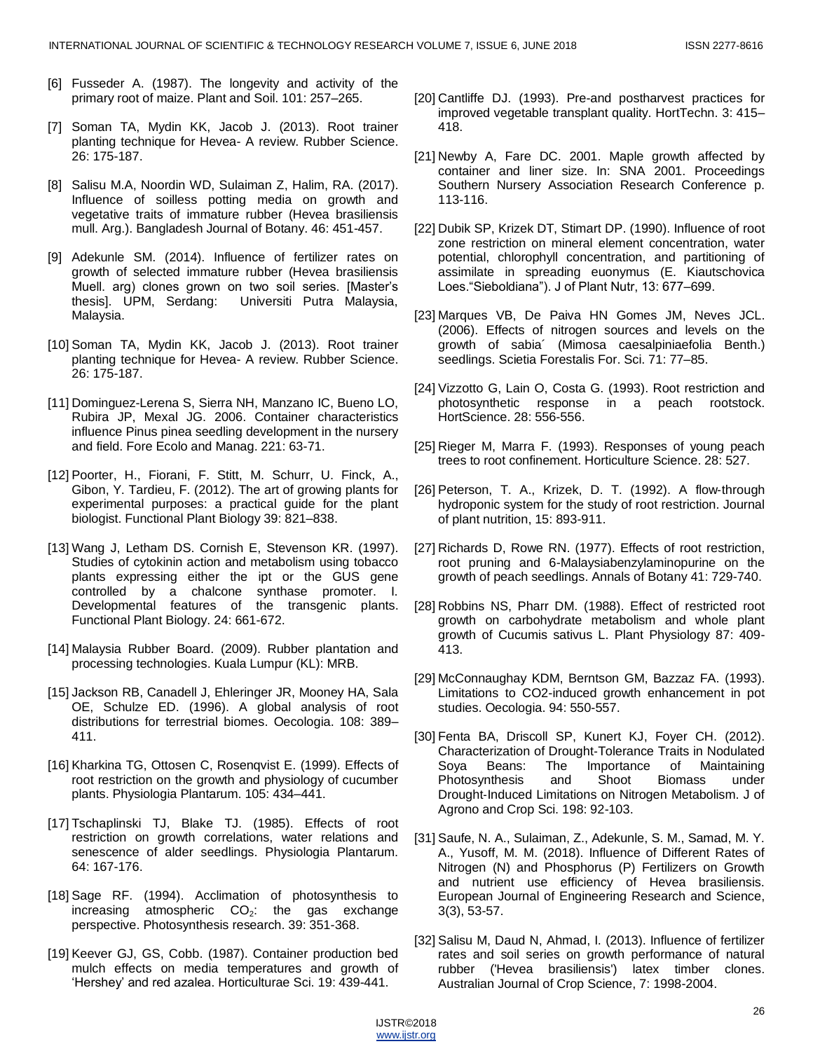[6] Fusseder A. (1987). The longevity and activity of the primary root of maize. Plant and Soil. 101: 257–265.

[7] Soman TA, Mydin KK, Jacob J. (2013). Root trainer planting technique for Hevea- A review. Rubber Science. 26: 175-187.

[8] Salisu M.A, Noordin WD, Sulaiman Z, Halim, RA. (2017). Influence of soilless potting media on growth and vegetative traits of immature rubber (Hevea brasiliensis mull. Arg.). Bangladesh Journal of Botany. 46: 451-457.

[9] Adekunle SM. (2014). Influence of fertilizer rates on growth of selected immature rubber (Hevea brasiliensis Muell. arg) clones grown on two soil series. [Master's thesis]. UPM, Serdang: Universiti Putra Malaysia, Malaysia.

[10] Soman TA, Mydin KK, Jacob J. (2013). Root trainer planting technique for Hevea- A review. Rubber Science. 26: 175-187.

[11] Dominguez-Lerena S, Sierra NH, Manzano IC, Bueno LO, Rubira JP, Mexal JG. 2006. Container characteristics influence Pinus pinea seedling development in the nursery and field. Fore Ecolo and Manag. 221: 63-71.

[12] Poorter, H., Fiorani, F. Stitt, M. Schurr, U. Finck, A., Gibon, Y. Tardieu, F. (2012). The art of growing plants for experimental purposes: a practical guide for the plant biologist. Functional Plant Biology 39: 821–838.

[13] Wang J, Letham DS. Cornish E, Stevenson KR. (1997). Studies of cytokinin action and metabolism using tobacco plants expressing either the ipt or the GUS gene controlled by a chalcone synthase promoter. I. Developmental features of the transgenic plants. Functional Plant Biology. 24: 661-672.

[14] Malaysia Rubber Board. (2009). Rubber plantation and processing technologies. Kuala Lumpur (KL): MRB.

[15] Jackson RB, Canadell J, Ehleringer JR, Mooney HA, Sala OE, Schulze ED. (1996). A global analysis of root distributions for terrestrial biomes. Oecologia. 108: 389–411.

[16] Kharkina TG, Ottosen C, Rosenqvist E. (1999). Effects of root restriction on the growth and physiology of cucumber plants. Physiologia Plantarum. 105: 434–441.

[17] Tschaplinski TJ, Blake TJ. (1985). Effects of root restriction on growth correlations, water relations and senescence of alder seedlings. Physiologia Plantarum. 64: 167-176.

[18] Sage RF. (1994). Acclimation of photosynthesis to increasing atmospheric $CO_2$: the gas exchange perspective. Photosynthesis research. 39: 351-368.

[19] Keever GJ, GS, Cobb. (1987). Container production bed mulch effects on media temperatures and growth of 'Hershey' and red azalea. Horticulturae Sci. 19: 439-441.

[20] Cantliffe DJ. (1993). Pre-and postharvest practices for improved vegetable transplant quality. HortTechn. 3: 415–418.

[21] Newby A, Fare DC. 2001. Maple growth affected by container and liner size. In: SNA 2001. Proceedings Southern Nursery Association Research Conference p. 113-116.

[22] Dubik SP, Krizek DT, Stimart DP. (1990). Influence of root zone restriction on mineral element concentration, water potential, chlorophyll concentration, and partitioning of assimilate in spreading euonymus (E. Kiautschovica Loes."Sieboldiana"). J of Plant Nutr, 13: 677–699.

[23] Marques VB, De Paiva HN Gomes JM, Neves JCL. (2006). Effects of nitrogen sources and levels on the growth of sabia´ (Mimosa caesalpiniaefolia Benth.) seedlings. Scietia Forestalis For. Sci. 71: 77–85.

[24] Vizzotto G, Lain O, Costa G. (1993). Root restriction and photosynthetic response in a peach rootstock. HortScience. 28: 556-556.

[25] Rieger M, Marra F. (1993). Responses of young peach trees to root confinement. Horticulture Science. 28: 527.

[26] Peterson, T. A., Krizek, D. T. (1992). A flow-through hydroponic system for the study of root restriction. Journal of plant nutrition, 15: 893-911.

[27] Richards D, Rowe RN. (1977). Effects of root restriction, root pruning and 6-Malaysiabenzylaminopurine on the growth of peach seedlings. Annals of Botany 41: 729-740.

[28] Robbins NS, Pharr DM. (1988). Effect of restricted root growth on carbohydrate metabolism and whole plant growth of Cucumis sativus L. Plant Physiology 87: 409-413.

[29] McConnaughay KDM, Berntson GM, Bazzaz FA. (1993). Limitations to CO2-induced growth enhancement in pot studies. Oecologia. 94: 550-557.

[30] Fenta BA, Driscoll SP, Kunert KJ, Foyer CH. (2012). Characterization of Drought-Tolerance Traits in Nodulated Soya Beans: The Importance of Maintaining Photosynthesis and Shoot Biomass under Drought-Induced Limitations on Nitrogen Metabolism. J of Agrono and Crop Sci. 198: 92-103.

[31] Saufe, N. A., Sulaiman, Z., Adekunle, S. M., Samad, M. Y. A., Yusoff, M. M. (2018). Influence of Different Rates of Nitrogen (N) and Phosphorus (P) Fertilizers on Growth and nutrient use efficiency of Hevea brasiliensis. European Journal of Engineering Research and Science, 3(3), 53-57.

[32] Salisu M, Daud N, Ahmad, I. (2013). Influence of fertilizer rates and soil series on growth performance of natural rubber ('Hevea brasiliensis') latex timber clones. Australian Journal of Crop Science, 7: 1998-2004.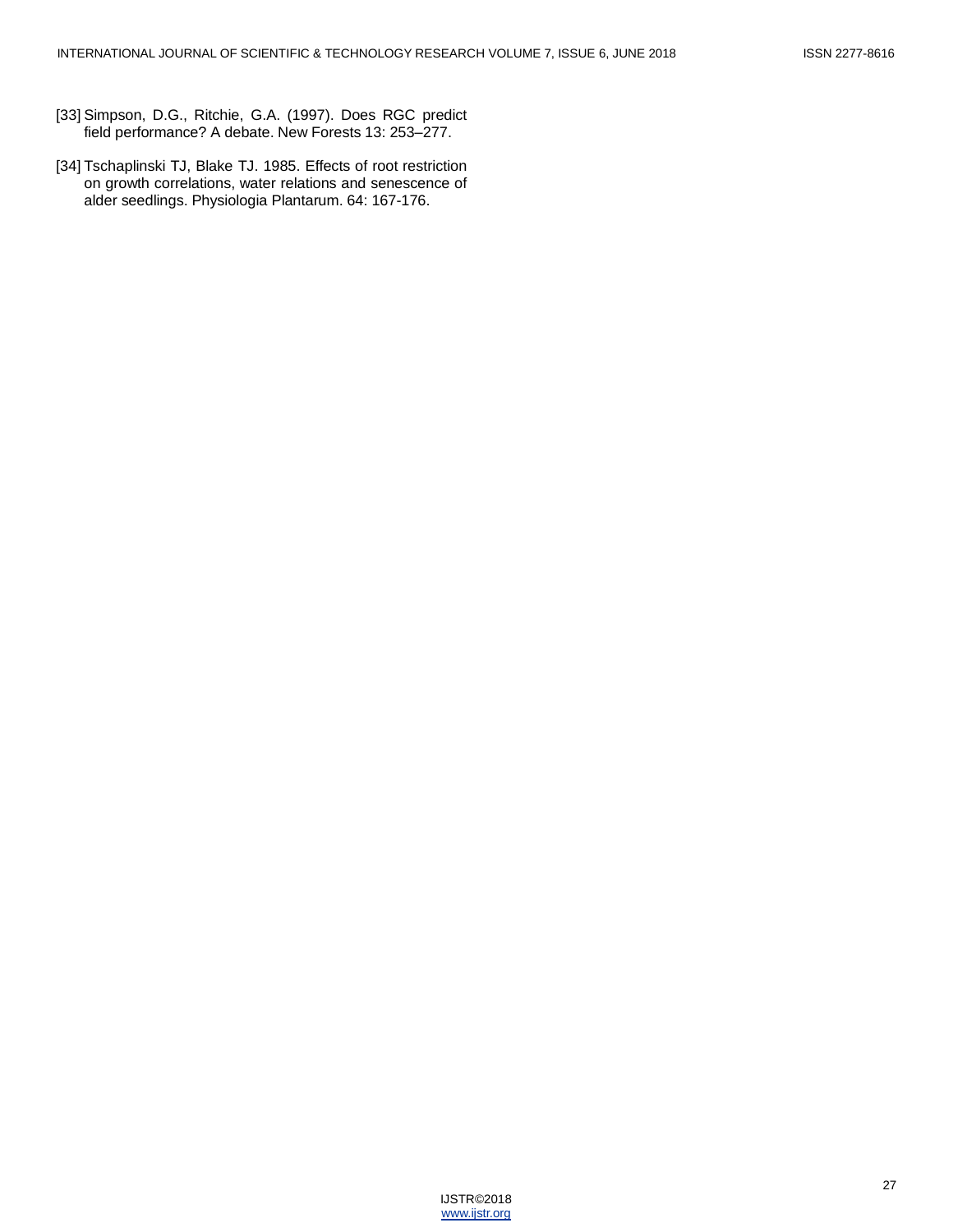[33] Simpson, D.G., Ritchie, G.A. (1997). Does RGC predict field performance? A debate. New Forests 13: 253–277.

[34] Tschaplinski TJ, Blake TJ. 1985. Effects of root restriction on growth correlations, water relations and senescence of alder seedlings. Physiologia Plantarum. 64: 167-176.